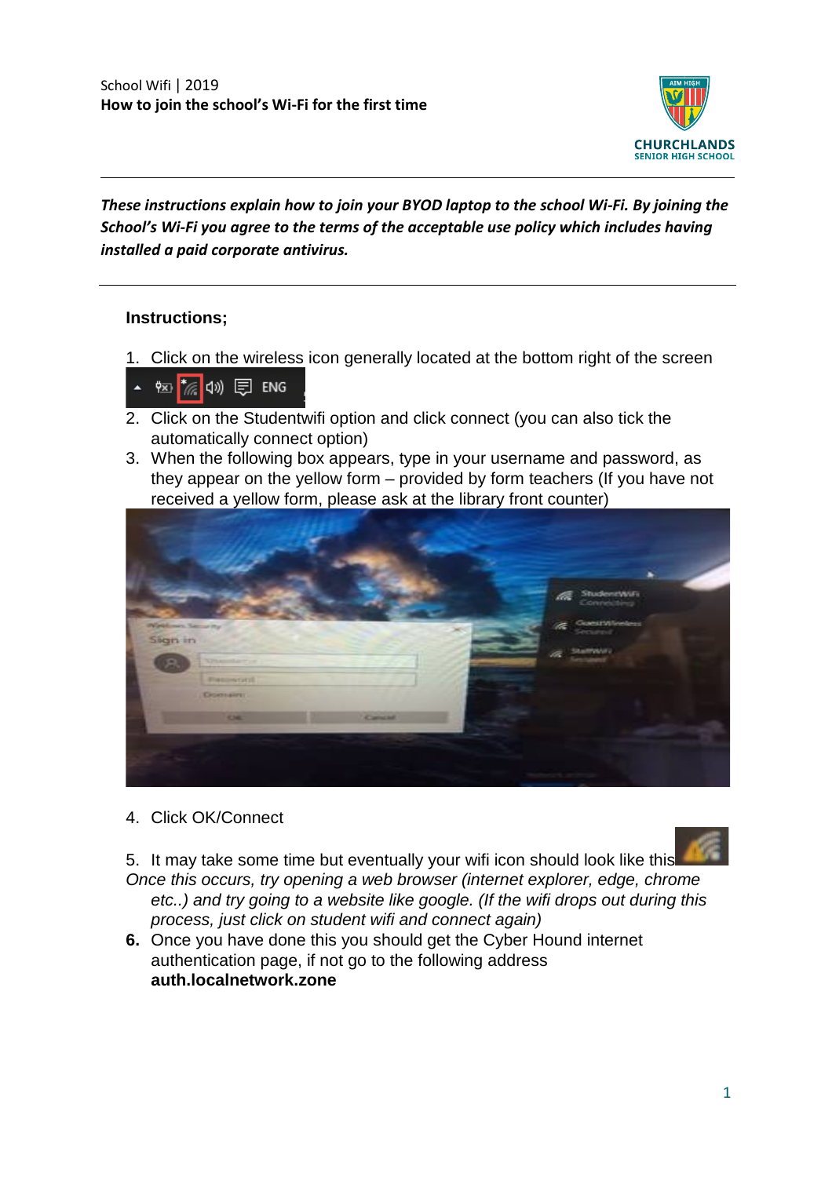School Wifi | 2019

**How to join the school's Wi-Fi for the first time**

CHURCHLANDS SENIOR HIGH SCHOOL

***These instructions explain how to join your BYOD laptop to the school Wi-Fi. By joining the School's Wi-Fi you agree to the terms of the acceptable use policy which includes having installed a paid corporate antivirus.***

**Instructions;**

1. Click on the wireless icon generally located at the bottom right of the screen
2. Click on the Studentwifi option and click connect (you can also tick the automatically connect option)
3. When the following box appears, type in your username and password, as they appear on the yellow form – provided by form teachers (If you have not received a yellow form, please ask at the library front counter)
4. Click OK/Connect
5. It may take some time but eventually your wifi icon should look like this

*Once this occurs, try opening a web browser (internet explorer, edge, chrome etc..) and try going to a website like google. (If the wifi drops out during this process, just click on student wifi and connect again)*

6. Once you have done this you should get the Cyber Hound internet authentication page, if not go to the following address **auth.localnetwork.zone**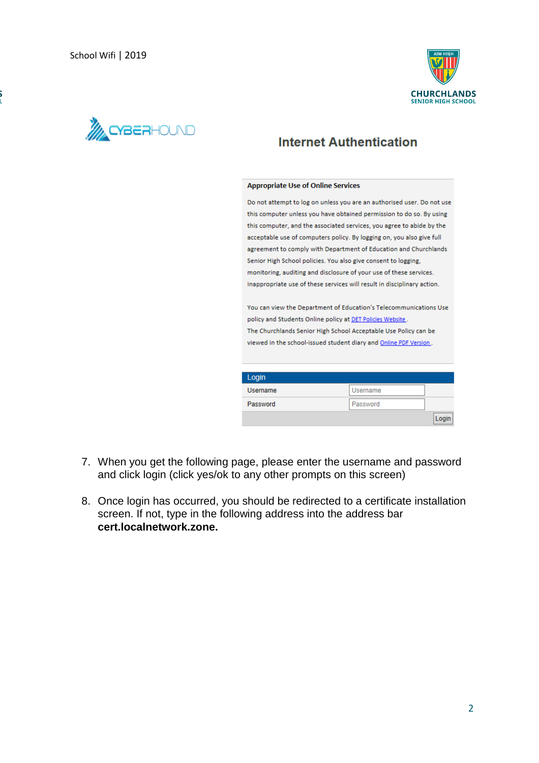Internet Authentication

**Appropriate Use of Online Services**

Do not attempt to log on unless you are an authorised user. Do not use this computer unless you have obtained permission to do so. By using this computer, and the associated services, you agree to abide by the acceptable use of computers policy. By logging on, you also give full agreement to comply with Department of Education and Churchlands Senior High School policies. You also give consent to logging, monitoring, auditing and disclosure of your use of these services. Inappropriate use of these services will result in disciplinary action.

You can view the Department of Education's Telecommunications Use policy and Students Online policy at DET Policies Website. The Churchlands Senior High School Acceptable Use Policy can be viewed in the school-issued student diary and Online PDF Version.

| Login | |
|---|---|
| Username | Username |
| Password | Password |
| | Login |

7. When you get the following page, please enter the username and password and click login (click yes/ok to any other prompts on this screen)

8. Once login has occurred, you should be redirected to a certificate installation screen. If not, type in the following address into the address bar **cert.localnetwork.zone.**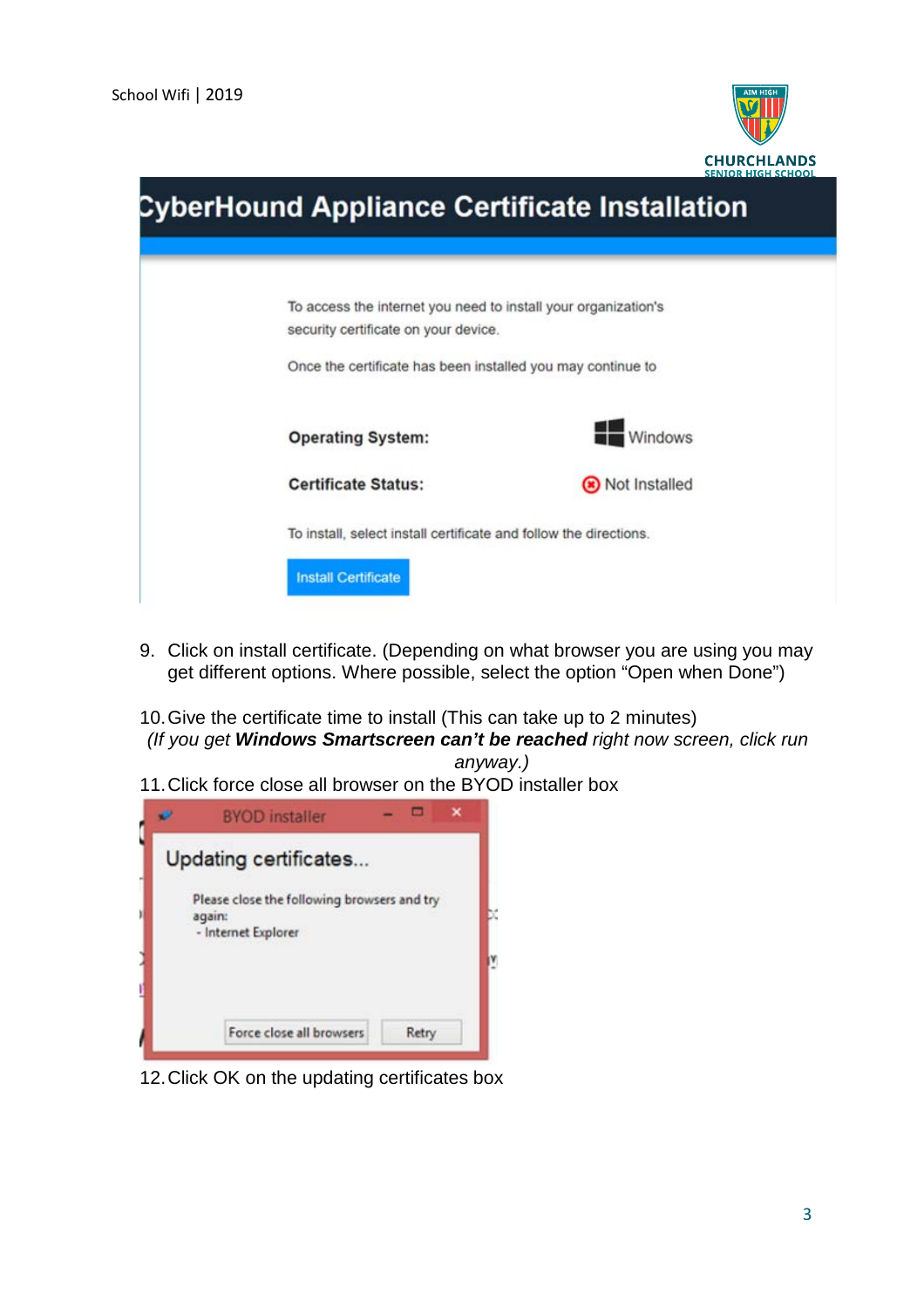CyberHound Appliance Certificate Installation

To access the internet you need to install your organization's security certificate on your device.

Once the certificate has been installed you may continue to

**Operating System:** Windows

**Certificate Status:** Not Installed

To install, select install certificate and follow the directions.

Install Certificate

9. Click on install certificate. (Depending on what browser you are using you may get different options. Where possible, select the option "Open when Done")

10. Give the certificate time to install (This can take up to 2 minutes)
*(If you get **Windows Smartscreen can't be reached** right now screen, click run anyway.)*

11. Click force close all browser on the BYOD installer box

BYOD installer

Updating certificates...

Please close the following browsers and try again:
- Internet Explorer

Force close all browsers | Retry

12. Click OK on the updating certificates box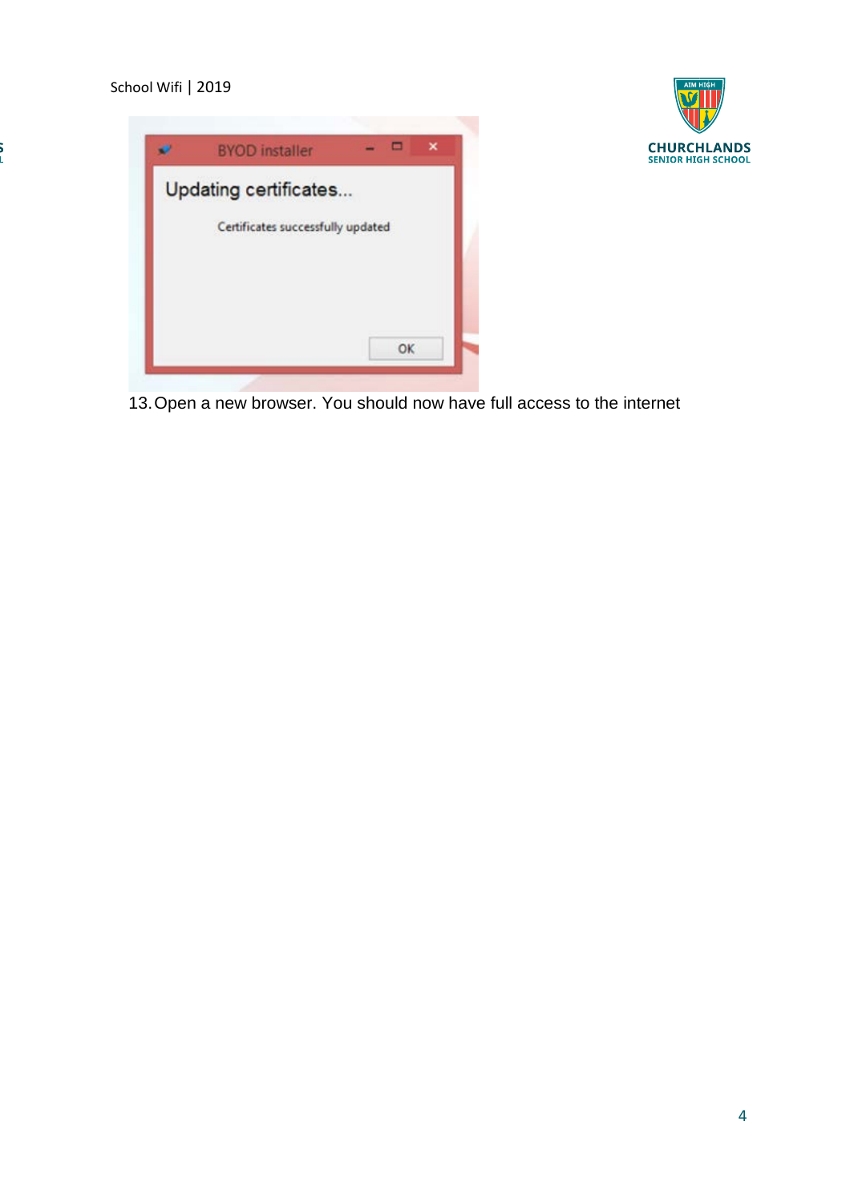13. Open a new browser. You should now have full access to the internet